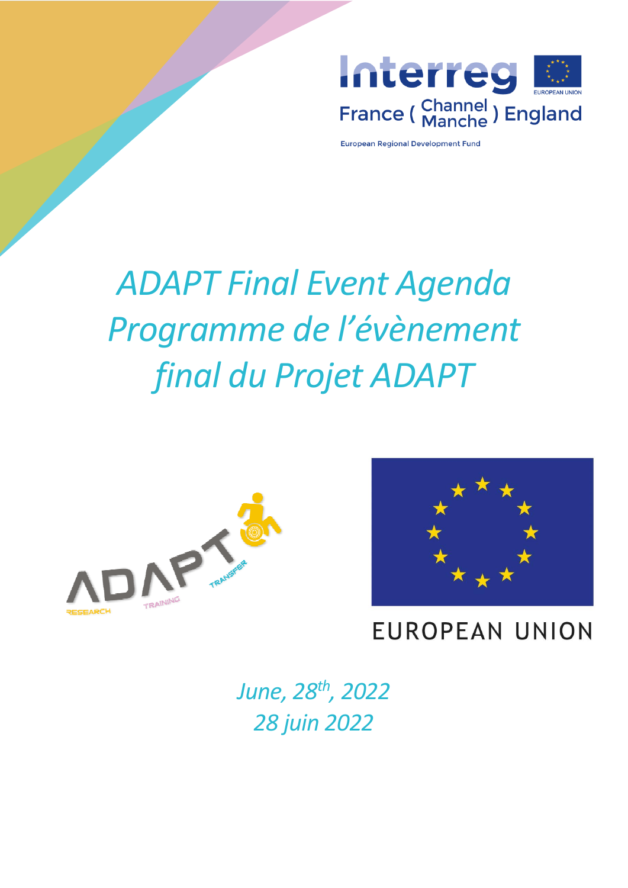Interreg

France ( Channel Manche ) England

European Regional Development Fund

# *ADAPT Final Event Agenda*
# *Programme de l'évènement final du Projet ADAPT*

ADAPT

RESEARCH TRAINING TRANSFER

EUROPEAN UNION

*June, 28th, 2022*

*28 juin 2022*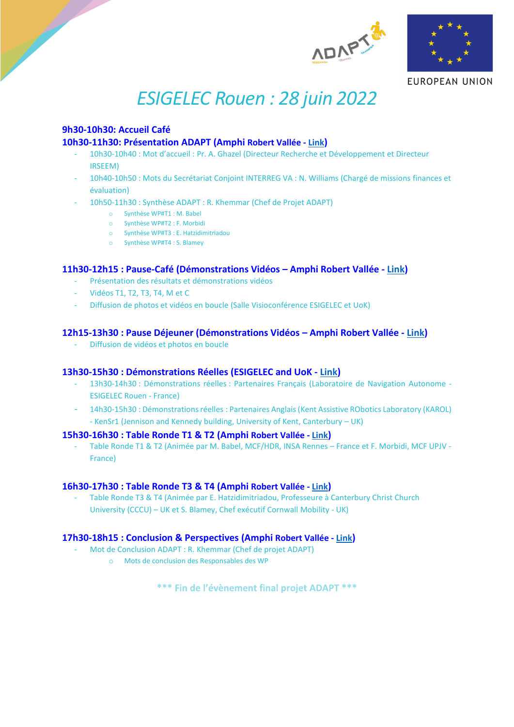EUROPEAN UNION

# *ESIGELEC Rouen : 28 juin 2022*

**9h30-10h30: Accueil Café**

**10h30-11h30: Présentation ADAPT (Amphi Robert Vallée - Link)**

- 10h30-10h40 : Mot d'accueil : Pr. A. Ghazel (Directeur Recherche et Développement et Directeur IRSEEM)
- 10h40-10h50 : Mots du Secrétariat Conjoint INTERREG VA : N. Williams (Chargé de missions finances et évaluation)
- 10h50-11h30 : Synthèse ADAPT : R. Khemmar (Chef de Projet ADAPT)
  - Synthèse WP#T1 : M. Babel
  - Synthèse WP#T2 : F. Morbidi
  - Synthèse WP#T3 : E. Hatzidimitriadou
  - Synthèse WP#T4 : S. Blamey

**11h30-12h15 : Pause-Café (Démonstrations Vidéos – Amphi Robert Vallée - Link)**

- Présentation des résultats et démonstrations vidéos
- Vidéos T1, T2, T3, T4, M et C
- Diffusion de photos et vidéos en boucle (Salle Visioconférence ESIGELEC et UoK)

**12h15-13h30 : Pause Déjeuner (Démonstrations Vidéos – Amphi Robert Vallée - Link)**

- Diffusion de vidéos et photos en boucle

**13h30-15h30 : Démonstrations Réelles (ESIGELEC and UoK - Link)**

- 13h30-14h30 : Démonstrations réelles : Partenaires Français (Laboratoire de Navigation Autonome - ESIGELEC Rouen - France)
- 14h30-15h30 : Démonstrations réelles : Partenaires Anglais (Kent Assistive RObotics Laboratory (KAROL) - KenSr1 (Jennison and Kennedy building, University of Kent, Canterbury – UK)

**15h30-16h30 : Table Ronde T1 & T2 (Amphi Robert Vallée - Link)**

- Table Ronde T1 & T2 (Animée par M. Babel, MCF/HDR, INSA Rennes – France et F. Morbidi, MCF UPJV - France)

**16h30-17h30 : Table Ronde T3 & T4 (Amphi Robert Vallée - Link)**

- Table Ronde T3 & T4 (Animée par E. Hatzidimitriadou, Professeure à Canterbury Christ Church University (CCCU) – UK et S. Blamey, Chef exécutif Cornwall Mobility - UK)

**17h30-18h15 : Conclusion & Perspectives (Amphi Robert Vallée - Link)**

- Mot de Conclusion ADAPT : R. Khemmar (Chef de projet ADAPT)
  - Mots de conclusion des Responsables des WP

**\*\*\* Fin de l'évènement final projet ADAPT \*\*\***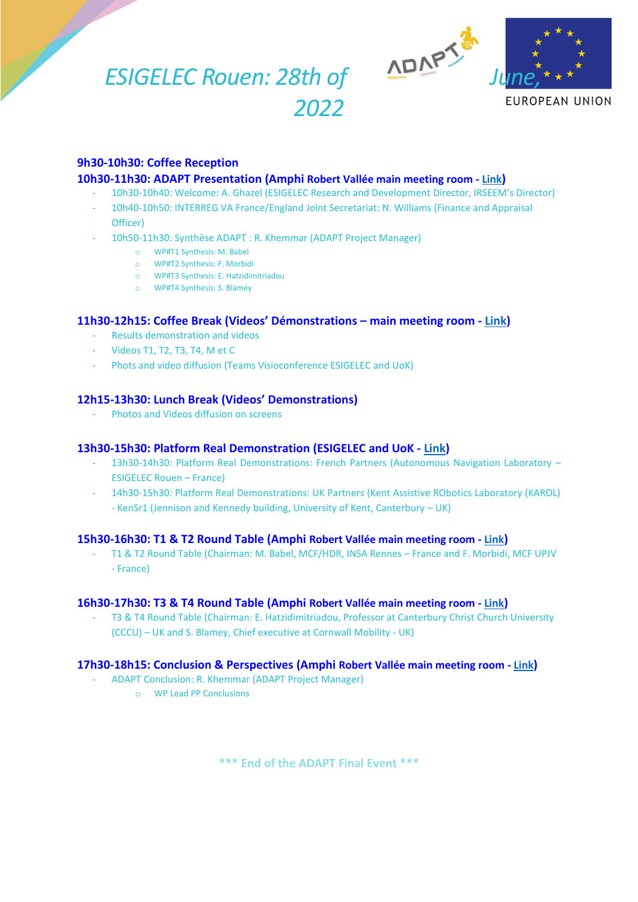# ESIGELEC Rouen: 28th of June, 2022

EUROPEAN UNION

### 9h30-10h30: Coffee Reception

### 10h30-11h30: ADAPT Presentation (Amphi Robert Vallée main meeting room - Link)

- 10h30-10h40: Welcome: A. Ghazel (ESIGELEC Research and Development Director, IRSEEM's Director)
- 10h40-10h50: INTERREG VA France/England Joint Secretariat: N. Williams (Finance and Appraisal Officer)
- 10h50-11h30: Synthèse ADAPT : R. Khemmar (ADAPT Project Manager)
  - WP#T1 Synthesis: M. Babel
  - WP#T2 Synthesis: F. Morbidi
  - WP#T3 Synthesis: E. Hatzidimitriadou
  - WP#T4 Synthesis: S. Blamey

### 11h30-12h15: Coffee Break (Videos' Démonstrations – main meeting room - Link)

- Results demonstration and videos
- Videos T1, T2, T3, T4, M et C
- Phots and video diffusion (Teams Visioconference ESIGELEC and UoK)

### 12h15-13h30: Lunch Break (Videos' Demonstrations)

- Photos and Videos diffusion on screens

### 13h30-15h30: Platform Real Demonstration (ESIGELEC and UoK - Link)

- 13h30-14h30: Platform Real Demonstrations: French Partners (Autonomous Navigation Laboratory – ESIGELEC Rouen – France)
- 14h30-15h30: Platform Real Demonstrations: UK Partners (Kent Assistive RObotics Laboratory (KAROL) - KenSr1 (Jennison and Kennedy building, University of Kent, Canterbury – UK)

### 15h30-16h30: T1 & T2 Round Table (Amphi Robert Vallée main meeting room - Link)

- T1 & T2 Round Table (Chairman: M. Babel, MCF/HDR, INSA Rennes – France and F. Morbidi, MCF UPJV - France)

### 16h30-17h30: T3 & T4 Round Table (Amphi Robert Vallée main meeting room - Link)

- T3 & T4 Round Table (Chairman: E. Hatzidimitriadou, Professor at Canterbury Christ Church University (CCCU) – UK and S. Blamey, Chief executive at Cornwall Mobility - UK)

### 17h30-18h15: Conclusion & Perspectives (Amphi Robert Vallée main meeting room - Link)

- ADAPT Conclusion: R. Khemmar (ADAPT Project Manager)
  - WP Lead PP Conclusions

**\*\*\* End of the ADAPT Final Event \*\*\***